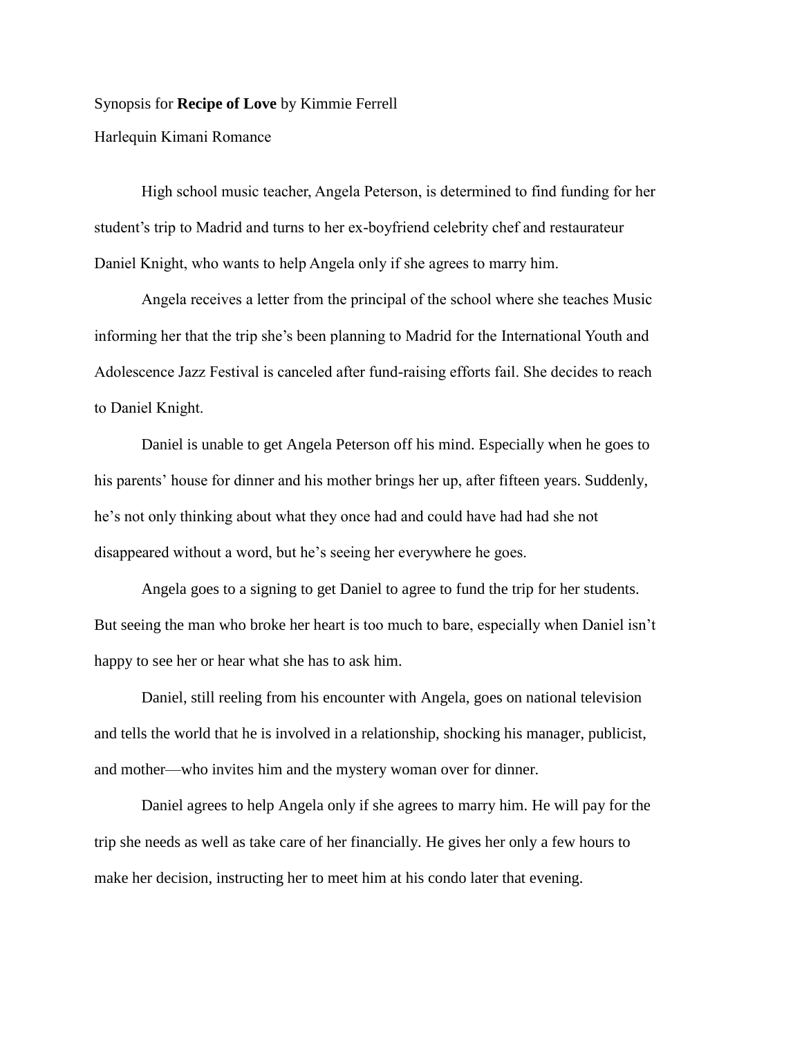Synopsis for **Recipe of Love** by Kimmie Ferrell

Harlequin Kimani Romance

High school music teacher, Angela Peterson, is determined to find funding for her student's trip to Madrid and turns to her ex-boyfriend celebrity chef and restaurateur Daniel Knight, who wants to help Angela only if she agrees to marry him.

Angela receives a letter from the principal of the school where she teaches Music informing her that the trip she's been planning to Madrid for the International Youth and Adolescence Jazz Festival is canceled after fund-raising efforts fail. She decides to reach to Daniel Knight.

Daniel is unable to get Angela Peterson off his mind. Especially when he goes to his parents' house for dinner and his mother brings her up, after fifteen years. Suddenly, he's not only thinking about what they once had and could have had had she not disappeared without a word, but he's seeing her everywhere he goes.

Angela goes to a signing to get Daniel to agree to fund the trip for her students. But seeing the man who broke her heart is too much to bare, especially when Daniel isn't happy to see her or hear what she has to ask him.

Daniel, still reeling from his encounter with Angela, goes on national television and tells the world that he is involved in a relationship, shocking his manager, publicist, and mother—who invites him and the mystery woman over for dinner.

Daniel agrees to help Angela only if she agrees to marry him. He will pay for the trip she needs as well as take care of her financially. He gives her only a few hours to make her decision, instructing her to meet him at his condo later that evening.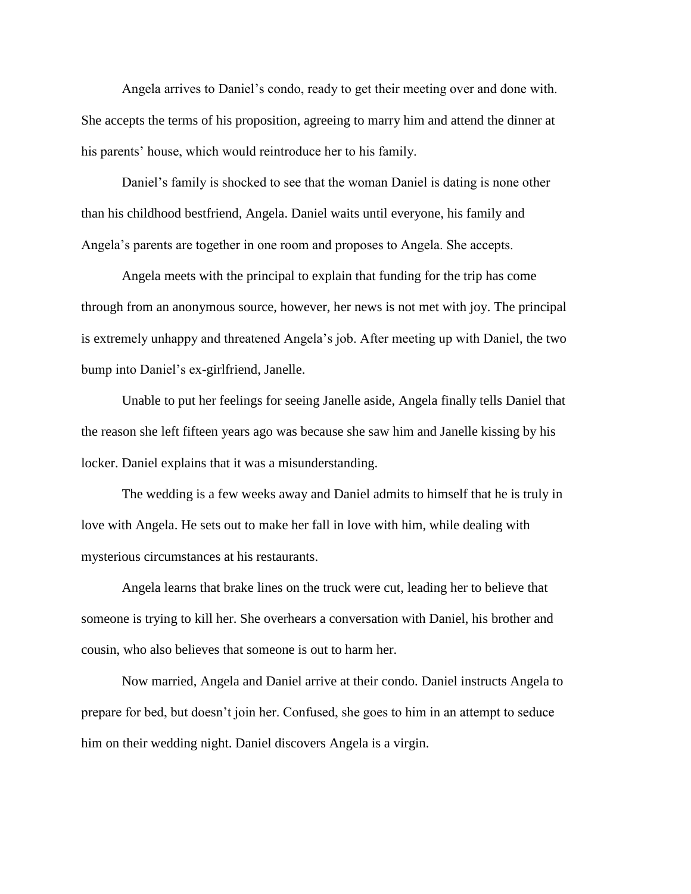Angela arrives to Daniel's condo, ready to get their meeting over and done with. She accepts the terms of his proposition, agreeing to marry him and attend the dinner at his parents' house, which would reintroduce her to his family.

Daniel's family is shocked to see that the woman Daniel is dating is none other than his childhood bestfriend, Angela. Daniel waits until everyone, his family and Angela's parents are together in one room and proposes to Angela. She accepts.

Angela meets with the principal to explain that funding for the trip has come through from an anonymous source, however, her news is not met with joy. The principal is extremely unhappy and threatened Angela's job. After meeting up with Daniel, the two bump into Daniel's ex-girlfriend, Janelle.

Unable to put her feelings for seeing Janelle aside, Angela finally tells Daniel that the reason she left fifteen years ago was because she saw him and Janelle kissing by his locker. Daniel explains that it was a misunderstanding.

The wedding is a few weeks away and Daniel admits to himself that he is truly in love with Angela. He sets out to make her fall in love with him, while dealing with mysterious circumstances at his restaurants.

Angela learns that brake lines on the truck were cut, leading her to believe that someone is trying to kill her. She overhears a conversation with Daniel, his brother and cousin, who also believes that someone is out to harm her.

Now married, Angela and Daniel arrive at their condo. Daniel instructs Angela to prepare for bed, but doesn't join her. Confused, she goes to him in an attempt to seduce him on their wedding night. Daniel discovers Angela is a virgin.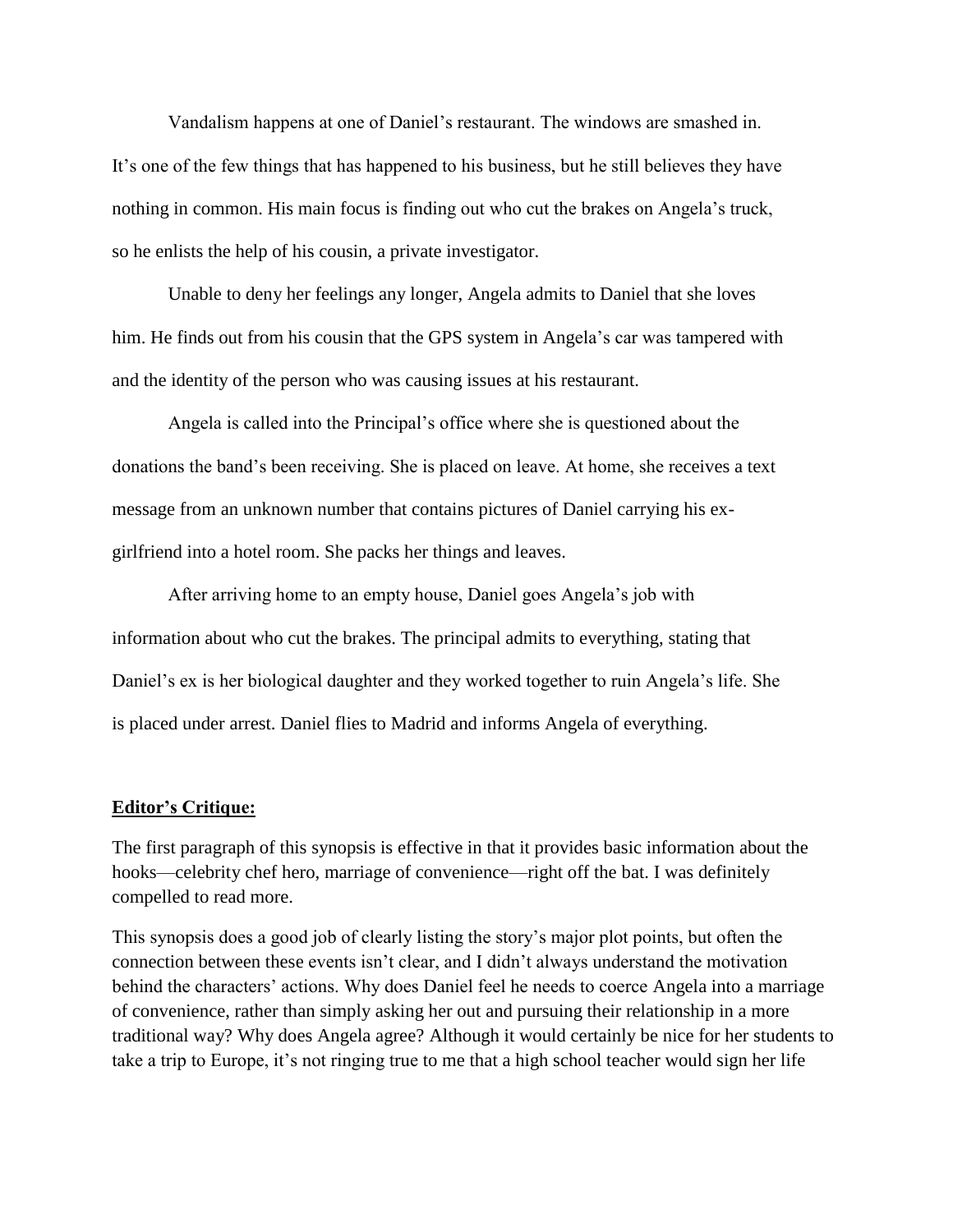Vandalism happens at one of Daniel's restaurant. The windows are smashed in. It's one of the few things that has happened to his business, but he still believes they have nothing in common. His main focus is finding out who cut the brakes on Angela's truck, so he enlists the help of his cousin, a private investigator.

Unable to deny her feelings any longer, Angela admits to Daniel that she loves him. He finds out from his cousin that the GPS system in Angela's car was tampered with and the identity of the person who was causing issues at his restaurant.

Angela is called into the Principal's office where she is questioned about the donations the band's been receiving. She is placed on leave. At home, she receives a text message from an unknown number that contains pictures of Daniel carrying his ex-girlfriend into a hotel room. She packs her things and leaves.

After arriving home to an empty house, Daniel goes Angela's job with information about who cut the brakes. The principal admits to everything, stating that Daniel's ex is her biological daughter and they worked together to ruin Angela's life. She is placed under arrest. Daniel flies to Madrid and informs Angela of everything.

**Editor's Critique:**

The first paragraph of this synopsis is effective in that it provides basic information about the hooks—celebrity chef hero, marriage of convenience—right off the bat. I was definitely compelled to read more.

This synopsis does a good job of clearly listing the story's major plot points, but often the connection between these events isn't clear, and I didn't always understand the motivation behind the characters' actions. Why does Daniel feel he needs to coerce Angela into a marriage of convenience, rather than simply asking her out and pursuing their relationship in a more traditional way? Why does Angela agree? Although it would certainly be nice for her students to take a trip to Europe, it's not ringing true to me that a high school teacher would sign her life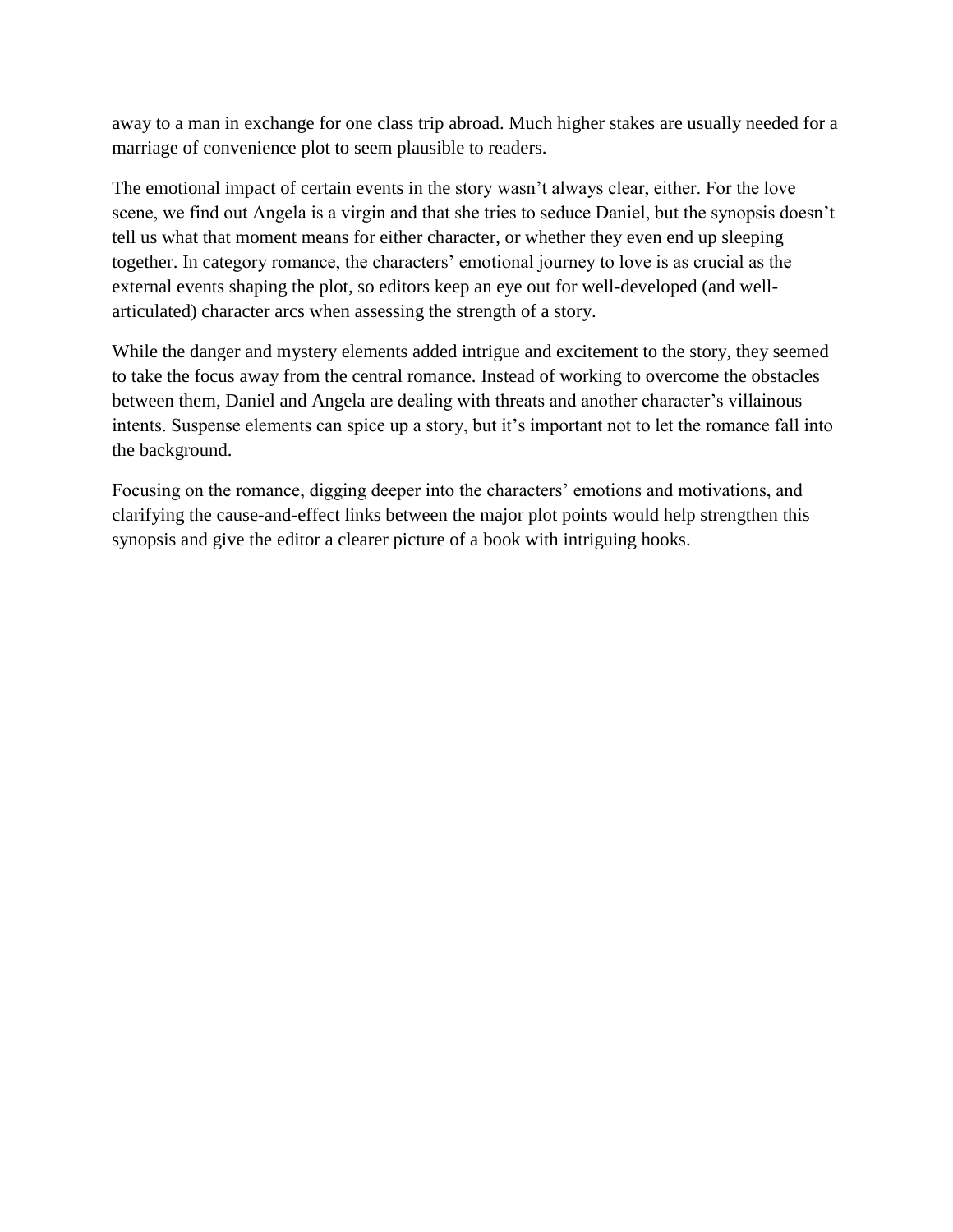away to a man in exchange for one class trip abroad. Much higher stakes are usually needed for a marriage of convenience plot to seem plausible to readers.

The emotional impact of certain events in the story wasn't always clear, either. For the love scene, we find out Angela is a virgin and that she tries to seduce Daniel, but the synopsis doesn't tell us what that moment means for either character, or whether they even end up sleeping together. In category romance, the characters' emotional journey to love is as crucial as the external events shaping the plot, so editors keep an eye out for well-developed (and well-articulated) character arcs when assessing the strength of a story.

While the danger and mystery elements added intrigue and excitement to the story, they seemed to take the focus away from the central romance. Instead of working to overcome the obstacles between them, Daniel and Angela are dealing with threats and another character's villainous intents. Suspense elements can spice up a story, but it's important not to let the romance fall into the background.

Focusing on the romance, digging deeper into the characters' emotions and motivations, and clarifying the cause-and-effect links between the major plot points would help strengthen this synopsis and give the editor a clearer picture of a book with intriguing hooks.